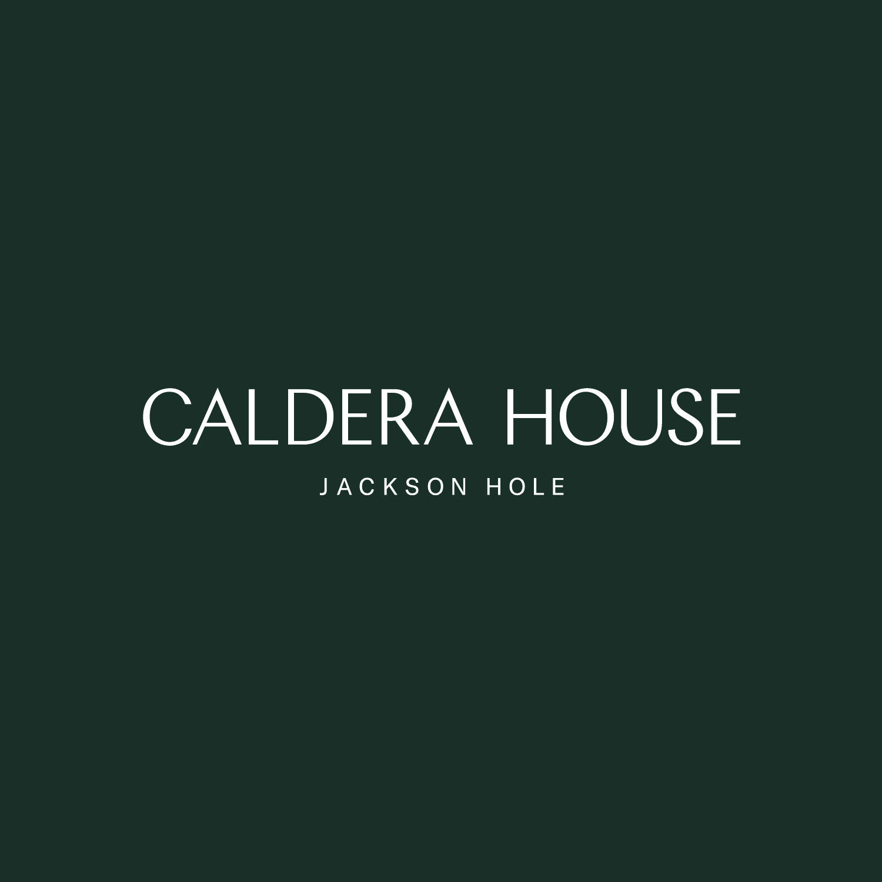# CALDERA HOUSE

JACKSON HOLE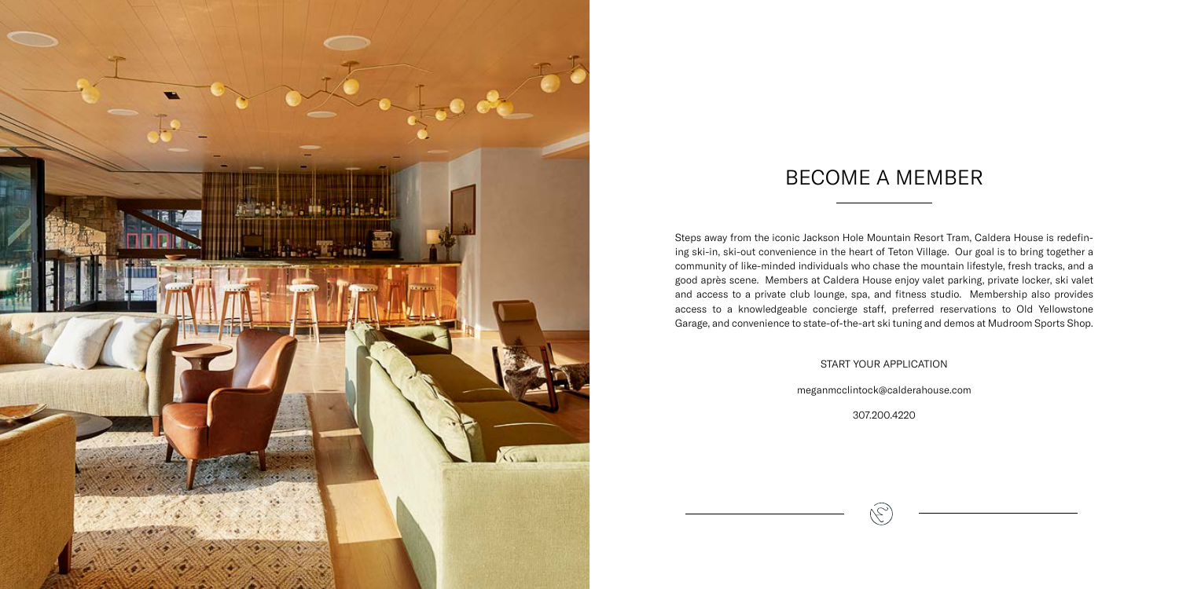# BECOME A MEMBER

Steps away from the iconic Jackson Hole Mountain Resort Tram, Caldera House is redefining ski-in, ski-out convenience in the heart of Teton Village. Our goal is to bring together a community of like-minded individuals who chase the mountain lifestyle, fresh tracks, and a good après scene. Members at Caldera House enjoy valet parking, private locker, ski valet and access to a private club lounge, spa, and fitness studio. Membership also provides access to a knowledgeable concierge staff, preferred reservations to Old Yellowstone Garage, and convenience to state-of-the-art ski tuning and demos at Mudroom Sports Shop.

START YOUR APPLICATION

meganmcclintock@calderahouse.com

307.200.4220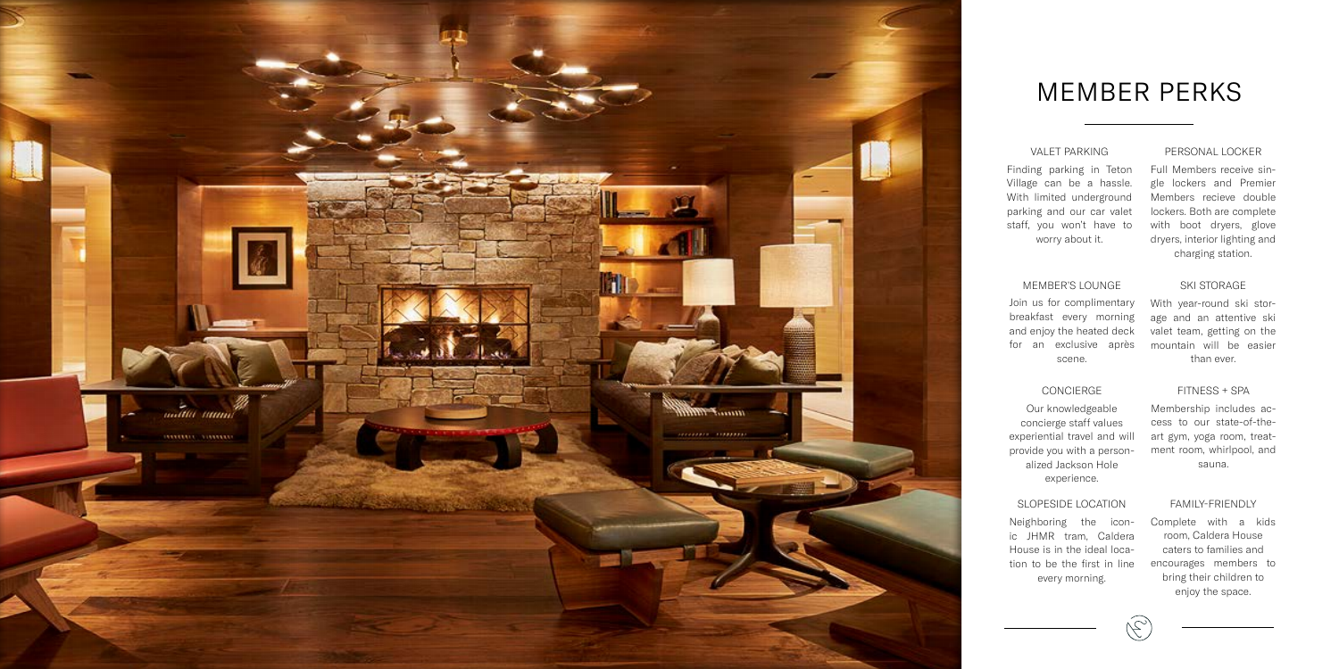# MEMBER PERKS

### VALET PARKING

Finding parking in Teton Village can be a hassle. With limited underground parking and our car valet staff, you won't have to worry about it.

### PERSONAL LOCKER

Full Members receive single lockers and Premier Members recieve double lockers. Both are complete with boot dryers, glove dryers, interior lighting and charging station.

### MEMBER'S LOUNGE

Join us for complimentary breakfast every morning and enjoy the heated deck for an exclusive après scene.

### SKI STORAGE

With year-round ski storage and an attentive ski valet team, getting on the mountain will be easier than ever.

### CONCIERGE

Our knowledgeable concierge staff values experiential travel and will provide you with a personalized Jackson Hole experience.

### FITNESS + SPA

Membership includes access to our state-of-the-art gym, yoga room, treatment room, whirlpool, and sauna.

### SLOPESIDE LOCATION

Neighboring the iconic JHMR tram, Caldera House is in the ideal location to be the first in line every morning.

### FAMILY-FRIENDLY

Complete with a kids room, Caldera House caters to families and encourages members to bring their children to enjoy the space.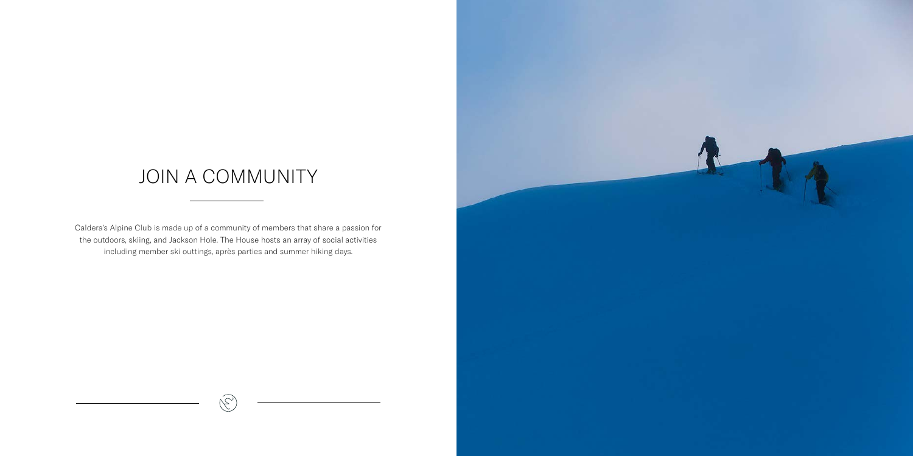# JOIN A COMMUNITY

Caldera's Alpine Club is made up of a community of members that share a passion for the outdoors, skiing, and Jackson Hole. The House hosts an array of social activities including member ski outtings, après parties and summer hiking days.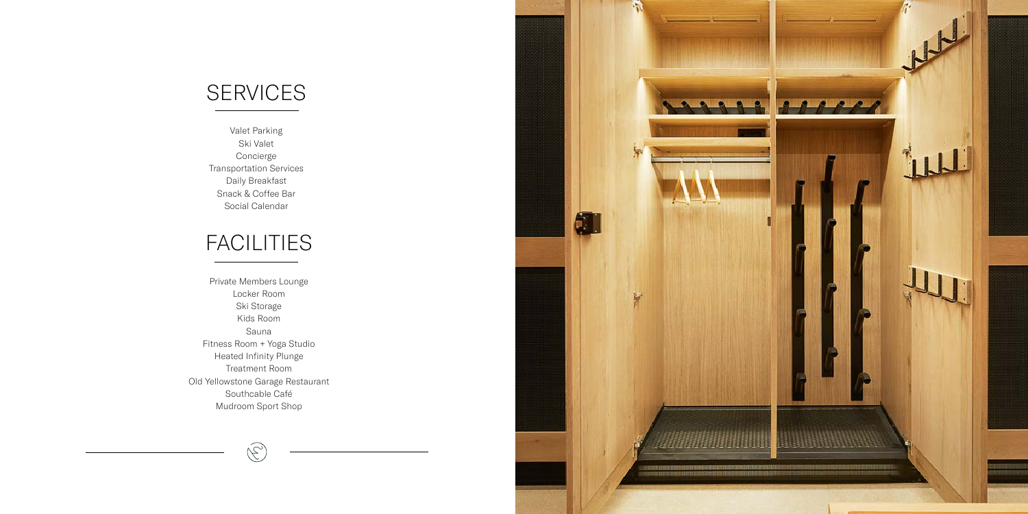# SERVICES

Valet Parking
Ski Valet
Concierge
Transportation Services
Daily Breakfast
Snack & Coffee Bar
Social Calendar

# FACILITIES

Private Members Lounge
Locker Room
Ski Storage
Kids Room
Sauna
Fitness Room + Yoga Studio
Heated Infinity Plunge
Treatment Room
Old Yellowstone Garage Restaurant
Southcable Café
Mudroom Sport Shop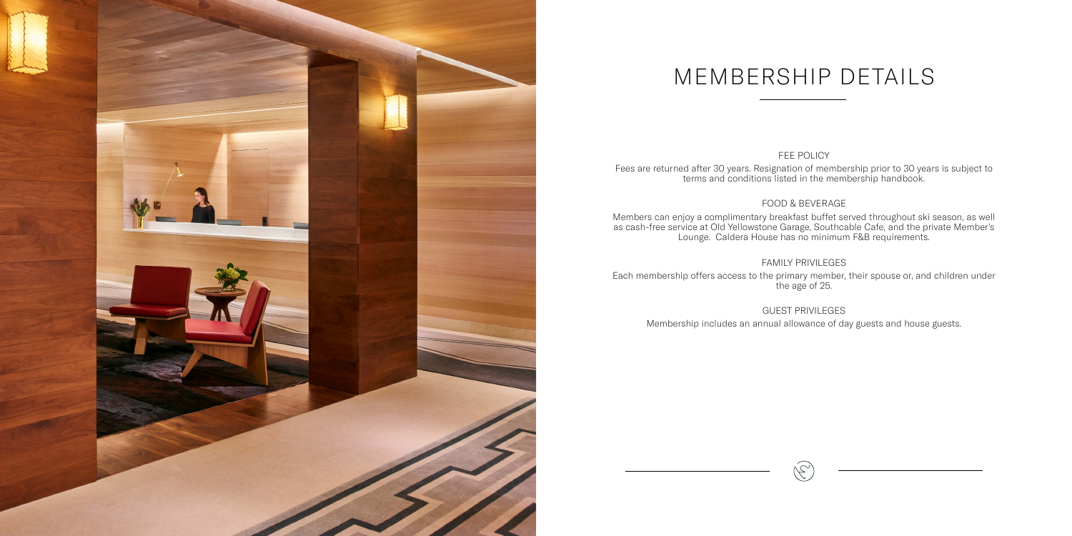# MEMBERSHIP DETAILS

## FEE POLICY

Fees are returned after 30 years. Resignation of membership prior to 30 years is subject to terms and conditions listed in the membership handbook.

## FOOD & BEVERAGE

Members can enjoy a complimentary breakfast buffet served throughout ski season, as well as cash-free service at Old Yellowstone Garage, Southcable Cafe, and the private Member's Lounge. Caldera House has no minimum F&B requirements.

## FAMILY PRIVILEGES

Each membership offers access to the primary member, their spouse or, and children under the age of 25.

## GUEST PRIVILEGES

Membership includes an annual allowance of day guests and house guests.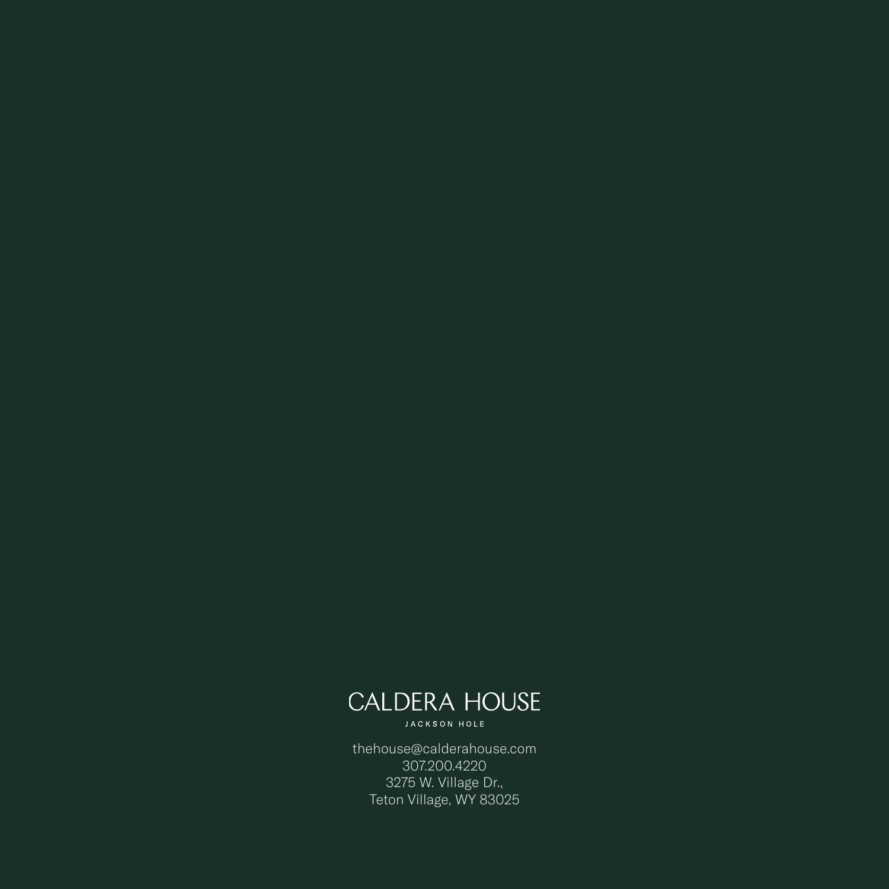CALDERA HOUSE

JACKSON HOLE

thehouse@calderahouse.com
307.200.4220
3275 W. Village Dr.,
Teton Village, WY 83025